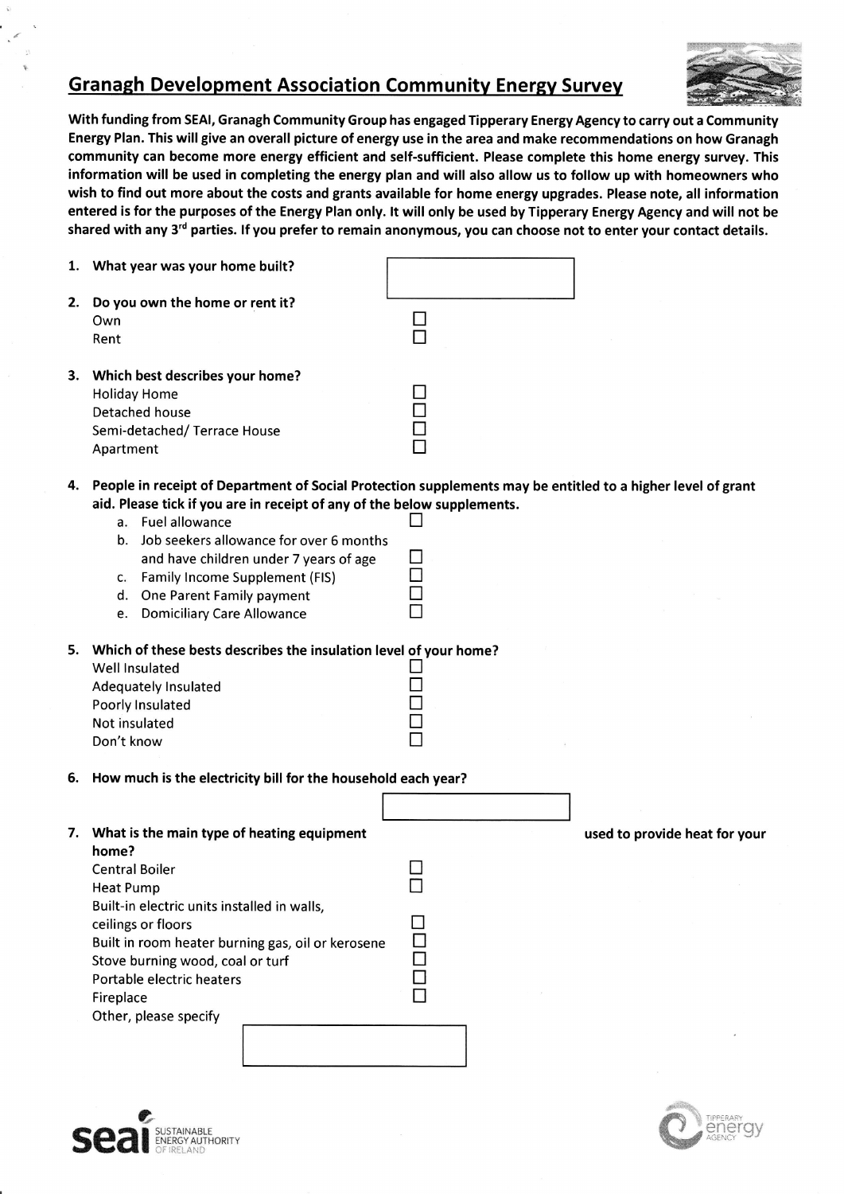# Granagh Development Association Community Energy Survey

**With funding from SEAI, Granagh Community Group has engaged Tipperary Energy Agency to carry out a Community Energy Plan. This will give an overall picture of energy use in the area and make recommendations on how Granagh community can become more energy efficient and self-sufficient. Please complete this home energy survey. This information will be used in completing the energy plan and will also allow us to follow up with homeowners who wish to find out more about the costs and grants available for home energy upgrades. Please note, all information entered is for the purposes of the Energy Plan only. It will only be used by Tipperary Energy Agency and will not be shared with any 3rd parties. If you prefer to remain anonymous, you can choose not to enter your contact details.**

1. **What year was your home built?** ☐

2. **Do you own the home or rent it?**
   - Own ☐
   - Rent ☐

3. **Which best describes your home?**
   - Holiday Home ☐
   - Detached house ☐
   - Semi-detached/ Terrace House ☐
   - Apartment ☐

4. **People in receipt of Department of Social Protection supplements may be entitled to a higher level of grant aid. Please tick if you are in receipt of any of the below supplements.**
   a. Fuel allowance ☐
   b. Job seekers allowance for over 6 months and have children under 7 years of age ☐
   c. Family Income Supplement (FIS) ☐
   d. One Parent Family payment ☐
   e. Domiciliary Care Allowance ☐

5. **Which of these bests describes the insulation level of your home?**
   - Well Insulated ☐
   - Adequately Insulated ☐
   - Poorly Insulated ☐
   - Not insulated ☐
   - Don't know ☐

6. **How much is the electricity bill for the household each year?** ☐

7. **What is the main type of heating equipment used to provide heat for your home?**
   - Central Boiler ☐
   - Heat Pump ☐
   - Built-in electric units installed in walls, ceilings or floors ☐
   - Built in room heater burning gas, oil or kerosene ☐
   - Stove burning wood, coal or turf ☐
   - Portable electric heaters ☐
   - Fireplace ☐
   - Other, please specify ☐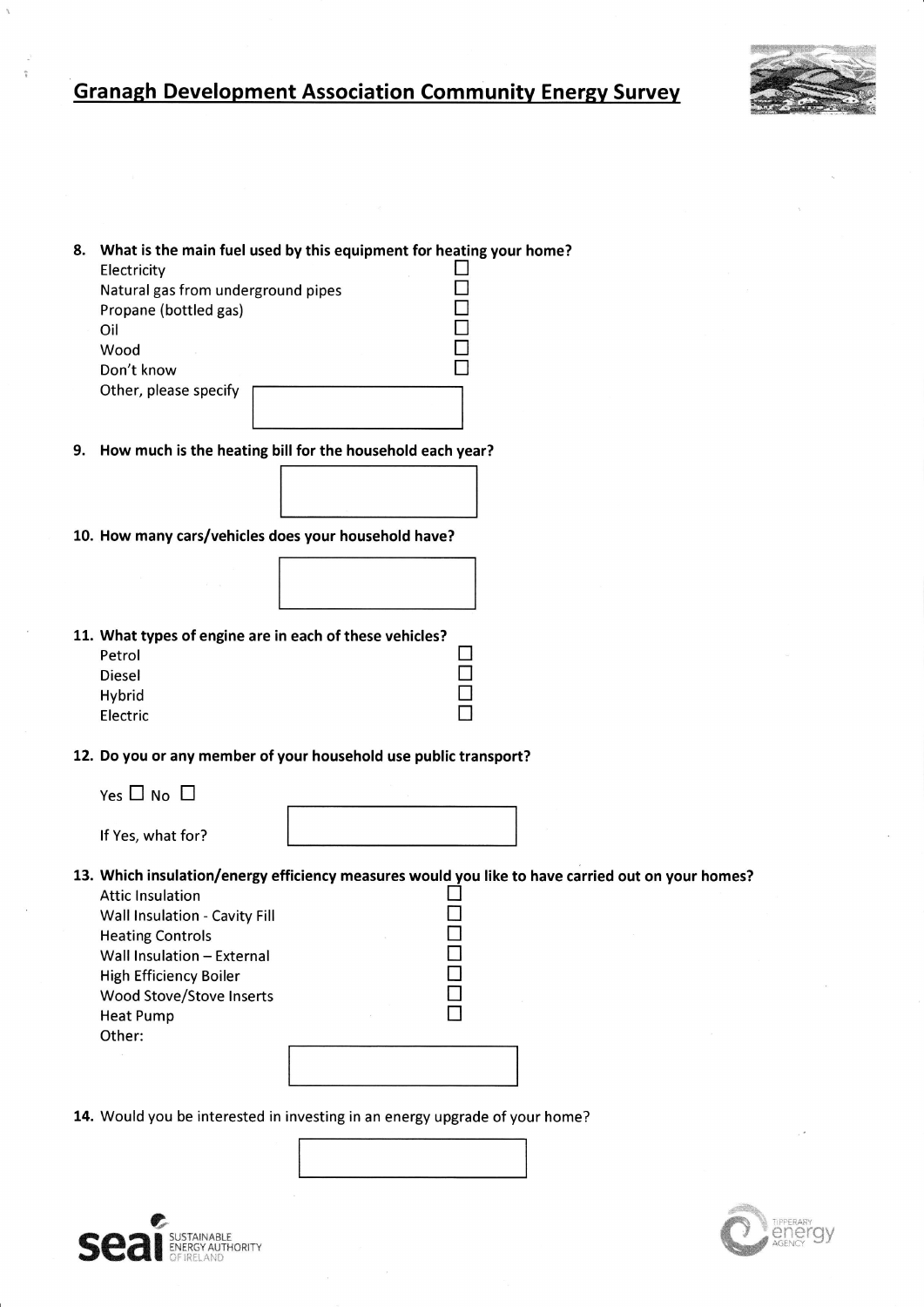## Granagh Development Association Community Energy Survey

**8. What is the main fuel used by this equipment for heating your home?**

- Electricity ☐
- Natural gas from underground pipes ☐
- Propane (bottled gas) ☐
- Oil ☐
- Wood ☐
- Don't know ☐
- Other, please specify

**9. How much is the heating bill for the household each year?**

**10. How many cars/vehicles does your household have?**

**11. What types of engine are in each of these vehicles?**

- Petrol ☐
- Diesel ☐
- Hybrid ☐
- Electric ☐

**12. Do you or any member of your household use public transport?**

Yes ☐ No ☐

If Yes, what for?

**13. Which insulation/energy efficiency measures would you like to have carried out on your homes?**

- Attic Insulation ☐
- Wall Insulation - Cavity Fill ☐
- Heating Controls ☐
- Wall Insulation – External ☐
- High Efficiency Boiler ☐
- Wood Stove/Stove Inserts ☐
- Heat Pump ☐
- Other:

**14.** Would you be interested in investing in an energy upgrade of your home?

seai SUSTAINABLE ENERGY AUTHORITY OF IRELAND

TIPPERARY energy AGENCY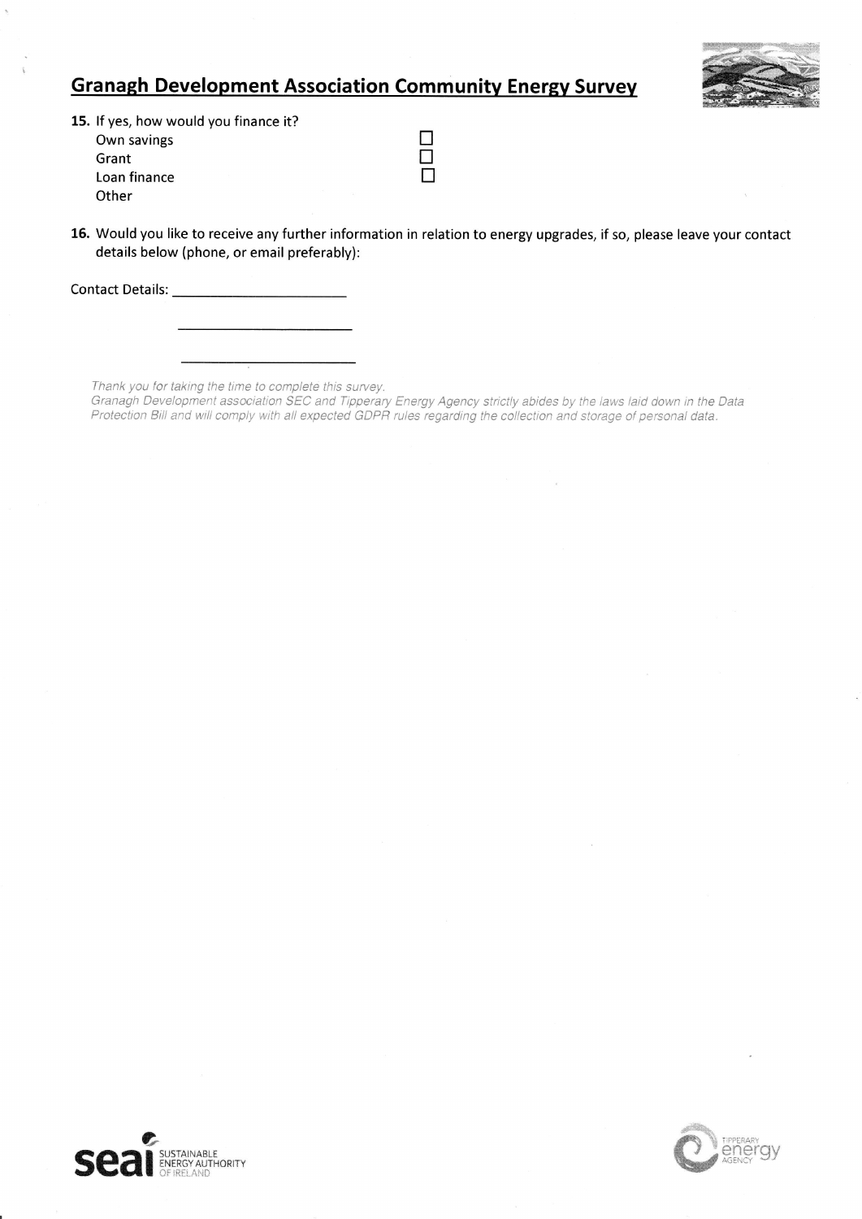## Granagh Development Association Community Energy Survey

**15.** If yes, how would you finance it?

Own savings ☐
Grant ☐
Loan finance ☐
Other

**16.** Would you like to receive any further information in relation to energy upgrades, if so, please leave your contact details below (phone, or email preferably):

Contact Details: ______________________

______________________

______________________

*Thank you for taking the time to complete this survey.*
*Granagh Development association SEC and Tipperary Energy Agency strictly abides by the laws laid down in the Data Protection Bill and will comply with all expected GDPR rules regarding the collection and storage of personal data.*

seai SUSTAINABLE ENERGY AUTHORITY OF IRELAND

TIPPERARY energy AGENCY